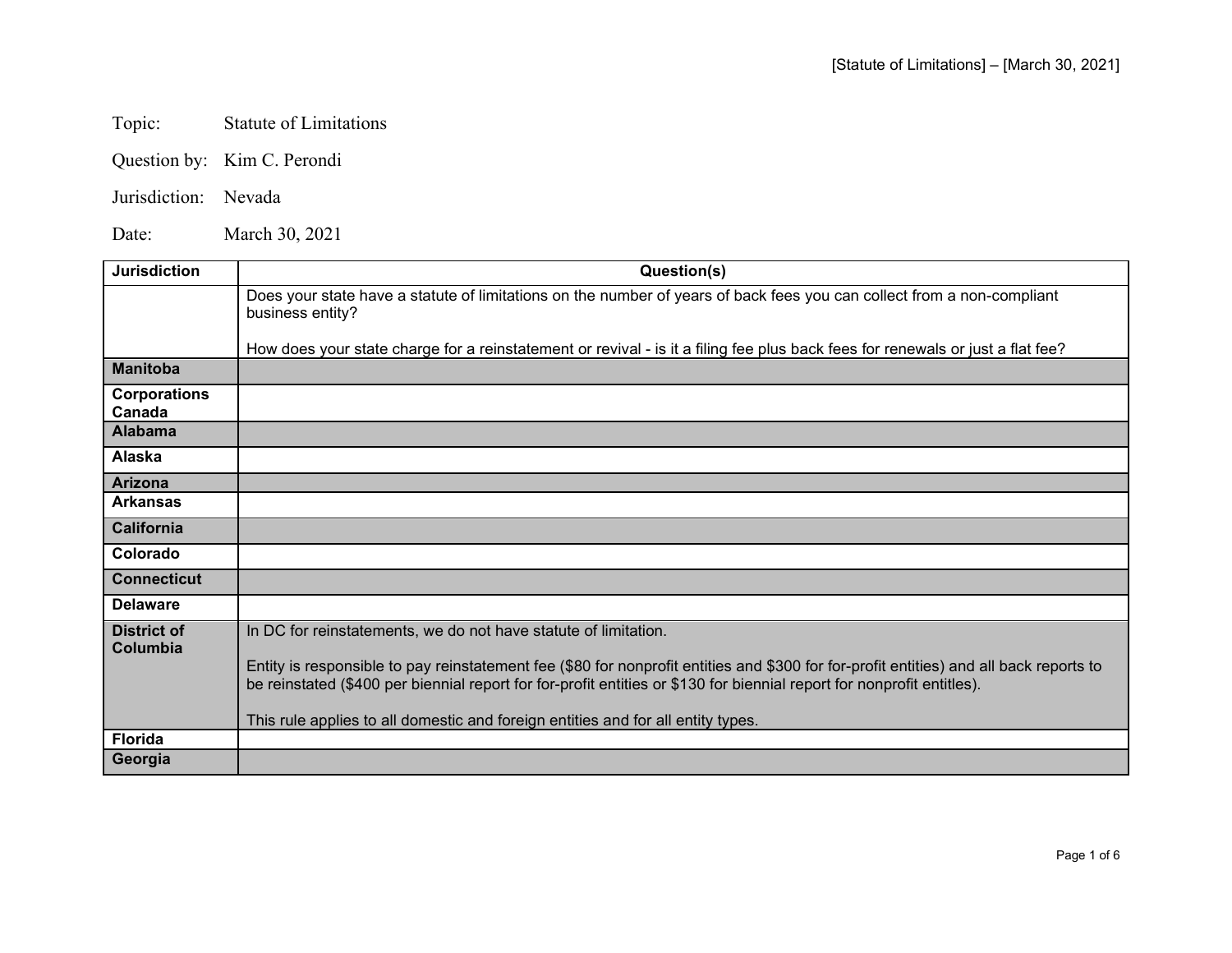Topic: Statute of Limitations

Question by: Kim C. Perondi

Jurisdiction: Nevada

Date: March 30, 2021

| Jurisdiction | Question(s) |
|---|---|
| | Does your state have a statute of limitations on the number of years of back fees you can collect from a non-compliant business entity?<br><br>How does your state charge for a reinstatement or revival - is it a filing fee plus back fees for renewals or just a flat fee? |
| **Manitoba** | |
| **Corporations Canada** | |
| **Alabama** | |
| **Alaska** | |
| **Arizona** | |
| **Arkansas** | |
| **California** | |
| **Colorado** | |
| **Connecticut** | |
| **Delaware** | |
| **District of Columbia** | In DC for reinstatements, we do not have statute of limitation.<br><br>Entity is responsible to pay reinstatement fee ($80 for nonprofit entities and $300 for for-profit entities) and all back reports to be reinstated ($400 per biennial report for for-profit entities or $130 for biennial report for nonprofit entitles).<br><br>This rule applies to all domestic and foreign entities and for all entity types. |
| **Florida** | |
| **Georgia** | |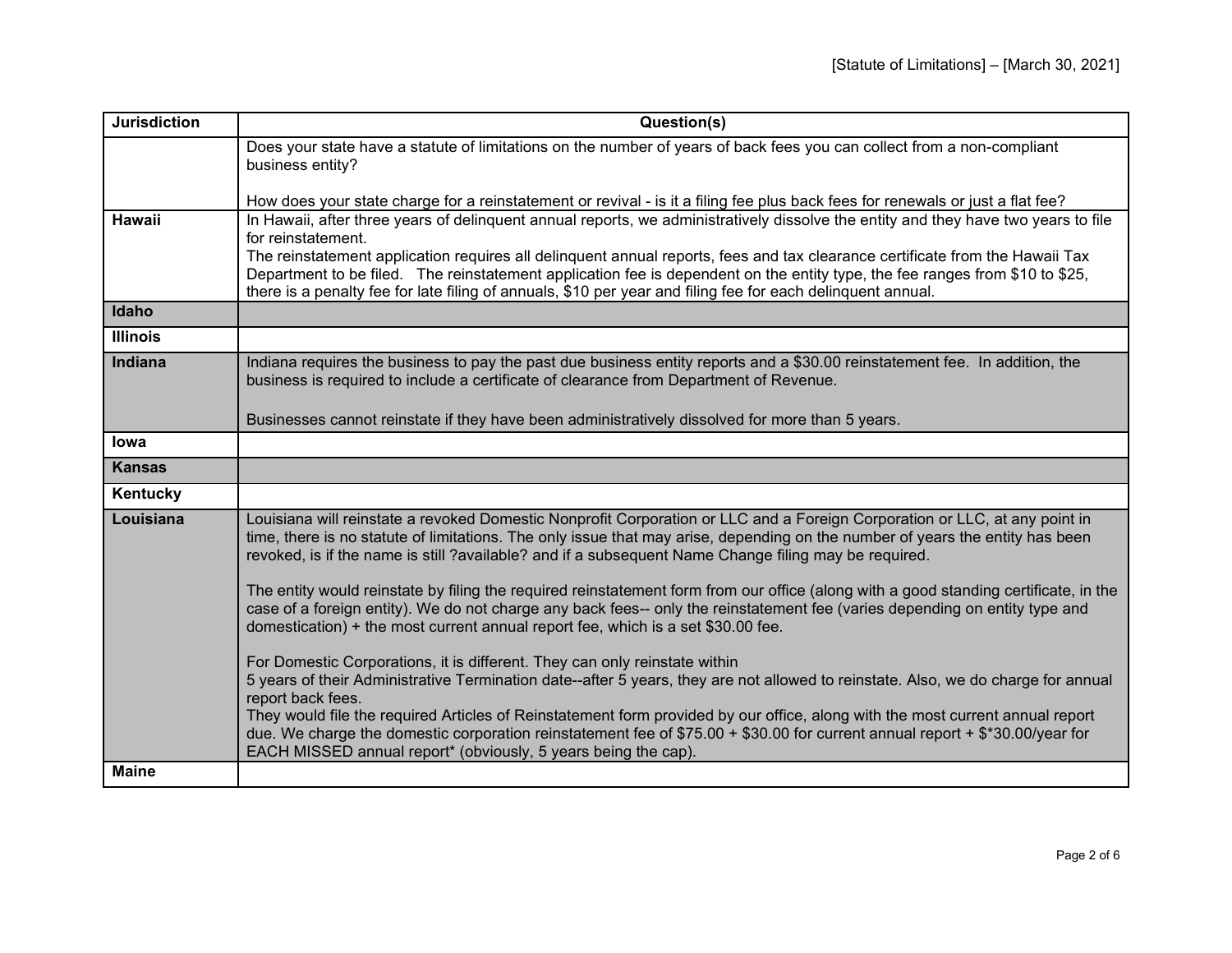| Jurisdiction | Question(s) |
|---|---|
| | Does your state have a statute of limitations on the number of years of back fees you can collect from a non-compliant business entity?<br><br>How does your state charge for a reinstatement or revival - is it a filing fee plus back fees for renewals or just a flat fee? |
| **Hawaii** | In Hawaii, after three years of delinquent annual reports, we administratively dissolve the entity and they have two years to file for reinstatement.<br>The reinstatement application requires all delinquent annual reports, fees and tax clearance certificate from the Hawaii Tax Department to be filed. The reinstatement application fee is dependent on the entity type, the fee ranges from $10 to $25, there is a penalty fee for late filing of annuals, $10 per year and filing fee for each delinquent annual. |
| **Idaho** | |
| **Illinois** | |
| **Indiana** | Indiana requires the business to pay the past due business entity reports and a $30.00 reinstatement fee. In addition, the business is required to include a certificate of clearance from Department of Revenue.<br><br>Businesses cannot reinstate if they have been administratively dissolved for more than 5 years. |
| **Iowa** | |
| **Kansas** | |
| **Kentucky** | |
| **Louisiana** | Louisiana will reinstate a revoked Domestic Nonprofit Corporation or LLC and a Foreign Corporation or LLC, at any point in time, there is no statute of limitations. The only issue that may arise, depending on the number of years the entity has been revoked, is if the name is still ?available? and if a subsequent Name Change filing may be required.<br><br>The entity would reinstate by filing the required reinstatement form from our office (along with a good standing certificate, in the case of a foreign entity). We do not charge any back fees-- only the reinstatement fee (varies depending on entity type and domestication) + the most current annual report fee, which is a set $30.00 fee.<br><br>For Domestic Corporations, it is different. They can only reinstate within<br>5 years of their Administrative Termination date--after 5 years, they are not allowed to reinstate. Also, we do charge for annual report back fees.<br>They would file the required Articles of Reinstatement form provided by our office, along with the most current annual report due. We charge the domestic corporation reinstatement fee of $75.00 + $30.00 for current annual report + $*30.00/year for EACH MISSED annual report* (obviously, 5 years being the cap). |
| **Maine** | |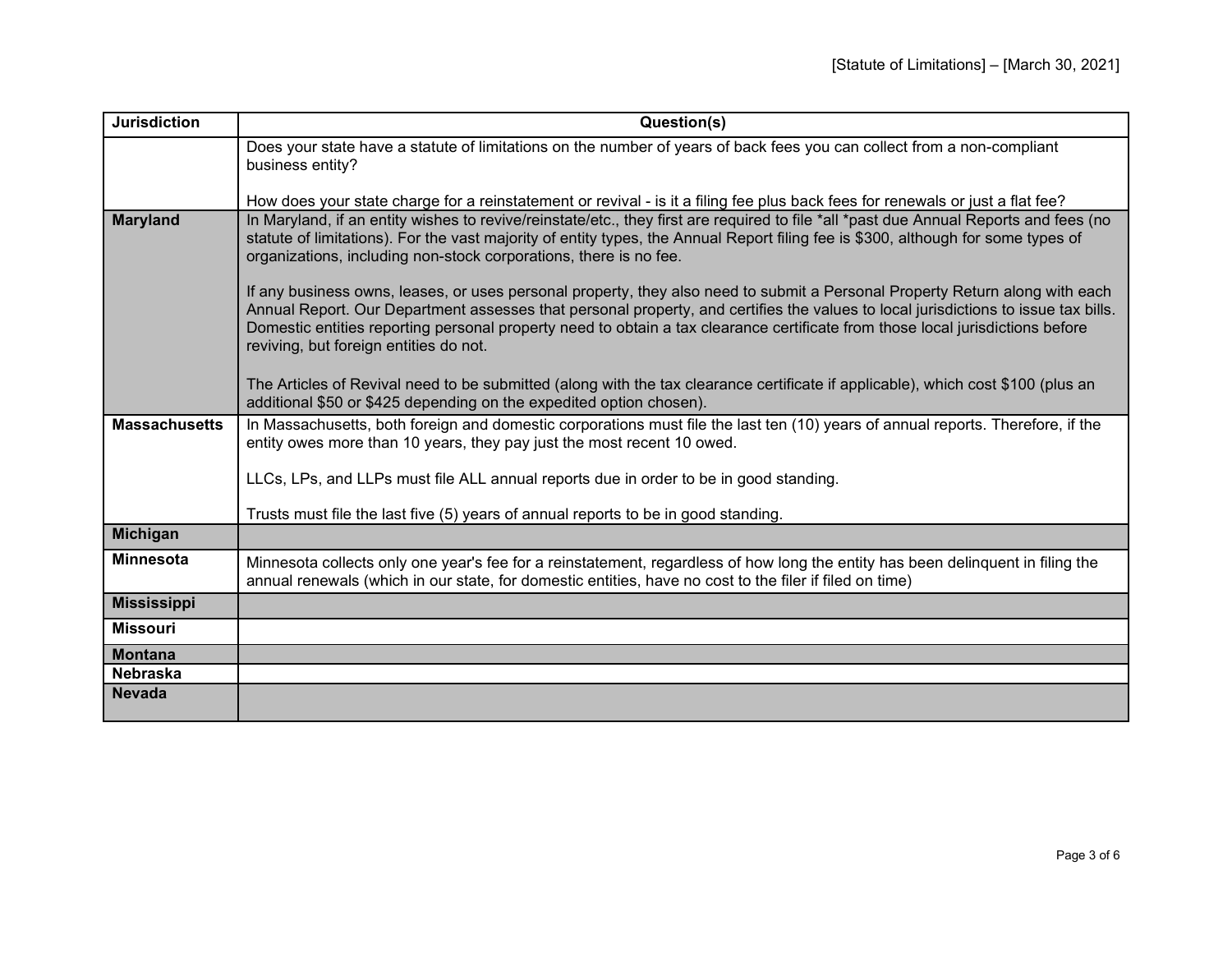| Jurisdiction | Question(s) |
|---|---|
| | Does your state have a statute of limitations on the number of years of back fees you can collect from a non-compliant business entity?<br><br>How does your state charge for a reinstatement or revival - is it a filing fee plus back fees for renewals or just a flat fee? |
| **Maryland** | In Maryland, if an entity wishes to revive/reinstate/etc., they first are required to file *all *past due Annual Reports and fees (no statute of limitations). For the vast majority of entity types, the Annual Report filing fee is $300, although for some types of organizations, including non-stock corporations, there is no fee.<br><br>If any business owns, leases, or uses personal property, they also need to submit a Personal Property Return along with each Annual Report. Our Department assesses that personal property, and certifies the values to local jurisdictions to issue tax bills. Domestic entities reporting personal property need to obtain a tax clearance certificate from those local jurisdictions before reviving, but foreign entities do not.<br><br>The Articles of Revival need to be submitted (along with the tax clearance certificate if applicable), which cost $100 (plus an additional $50 or $425 depending on the expedited option chosen). |
| **Massachusetts** | In Massachusetts, both foreign and domestic corporations must file the last ten (10) years of annual reports. Therefore, if the entity owes more than 10 years, they pay just the most recent 10 owed.<br><br>LLCs, LPs, and LLPs must file ALL annual reports due in order to be in good standing.<br><br>Trusts must file the last five (5) years of annual reports to be in good standing. |
| **Michigan** | |
| **Minnesota** | Minnesota collects only one year's fee for a reinstatement, regardless of how long the entity has been delinquent in filing the annual renewals (which in our state, for domestic entities, have no cost to the filer if filed on time) |
| **Mississippi** | |
| **Missouri** | |
| **Montana** | |
| **Nebraska** | |
| **Nevada** | |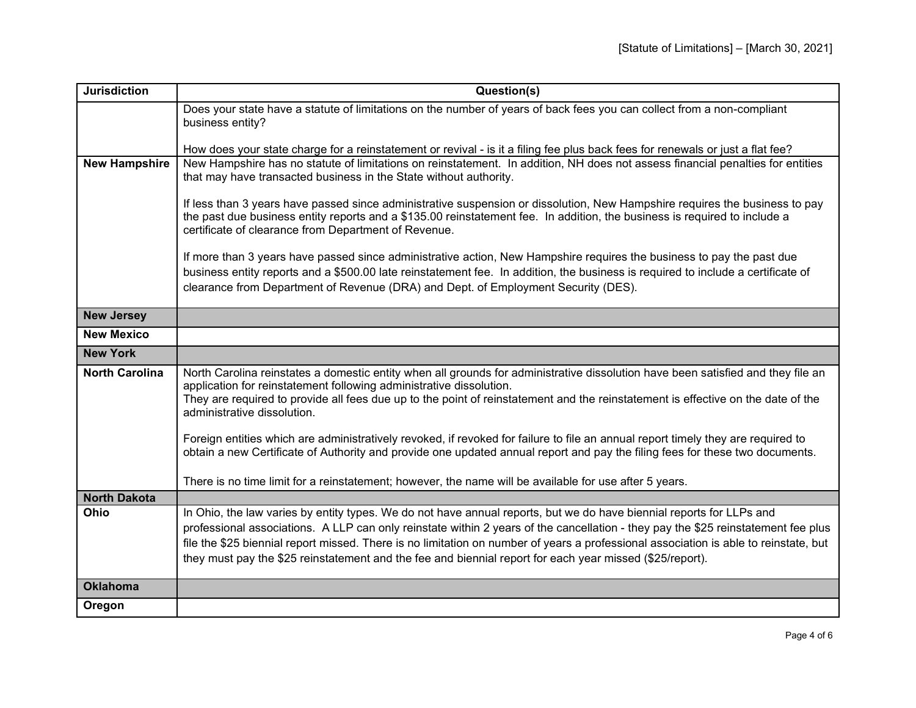| Jurisdiction | Question(s) |
|---|---|
| | Does your state have a statute of limitations on the number of years of back fees you can collect from a non-compliant business entity?<br><br>How does your state charge for a reinstatement or revival - is it a filing fee plus back fees for renewals or just a flat fee? |
| **New Hampshire** | New Hampshire has no statute of limitations on reinstatement. In addition, NH does not assess financial penalties for entities that may have transacted business in the State without authority.<br><br>If less than 3 years have passed since administrative suspension or dissolution, New Hampshire requires the business to pay the past due business entity reports and a $135.00 reinstatement fee. In addition, the business is required to include a certificate of clearance from Department of Revenue.<br><br>If more than 3 years have passed since administrative action, New Hampshire requires the business to pay the past due business entity reports and a $500.00 late reinstatement fee. In addition, the business is required to include a certificate of clearance from Department of Revenue (DRA) and Dept. of Employment Security (DES). |
| **New Jersey** | |
| **New Mexico** | |
| **New York** | |
| **North Carolina** | North Carolina reinstates a domestic entity when all grounds for administrative dissolution have been satisfied and they file an application for reinstatement following administrative dissolution.<br>They are required to provide all fees due up to the point of reinstatement and the reinstatement is effective on the date of the administrative dissolution.<br><br>Foreign entities which are administratively revoked, if revoked for failure to file an annual report timely they are required to obtain a new Certificate of Authority and provide one updated annual report and pay the filing fees for these two documents.<br><br>There is no time limit for a reinstatement; however, the name will be available for use after 5 years. |
| **North Dakota** | |
| **Ohio** | In Ohio, the law varies by entity types. We do not have annual reports, but we do have biennial reports for LLPs and professional associations. A LLP can only reinstate within 2 years of the cancellation - they pay the $25 reinstatement fee plus file the $25 biennial report missed. There is no limitation on number of years a professional association is able to reinstate, but they must pay the $25 reinstatement and the fee and biennial report for each year missed ($25/report). |
| **Oklahoma** | |
| **Oregon** | |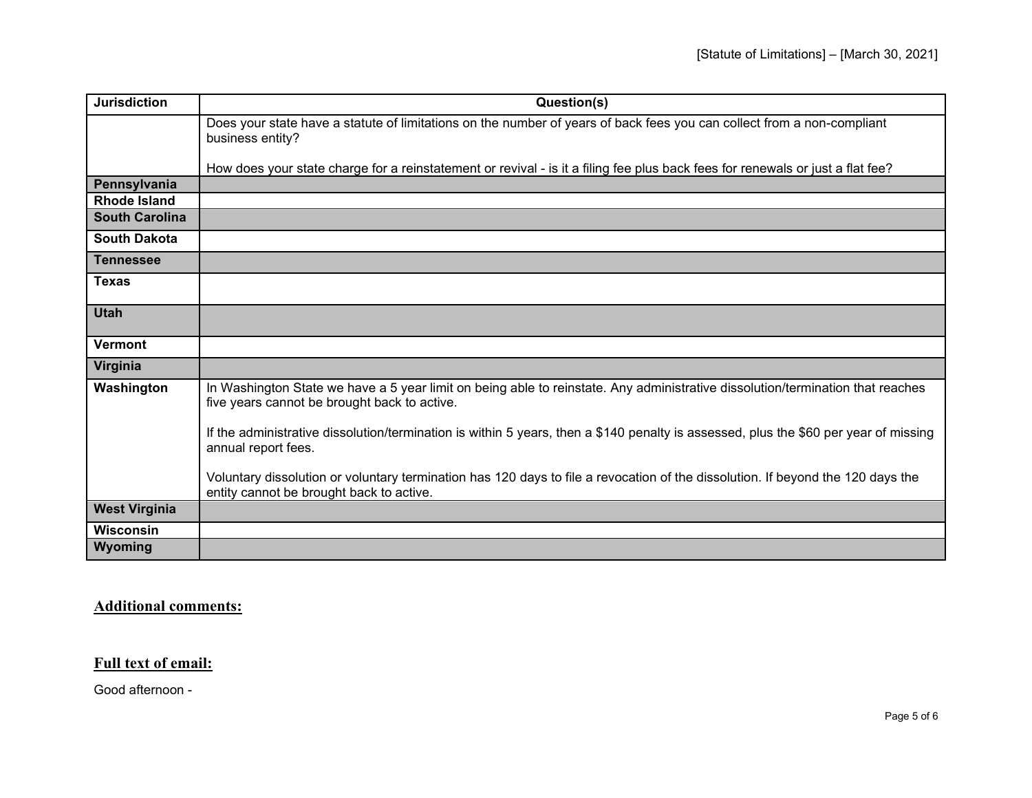| Jurisdiction | Question(s) |
|---|---|
| | Does your state have a statute of limitations on the number of years of back fees you can collect from a non-compliant business entity?<br><br>How does your state charge for a reinstatement or revival - is it a filing fee plus back fees for renewals or just a flat fee? |
| **Pennsylvania** | |
| **Rhode Island** | |
| **South Carolina** | |
| **South Dakota** | |
| **Tennessee** | |
| **Texas** | |
| **Utah** | |
| **Vermont** | |
| **Virginia** | |
| **Washington** | In Washington State we have a 5 year limit on being able to reinstate. Any administrative dissolution/termination that reaches five years cannot be brought back to active.<br><br>If the administrative dissolution/termination is within 5 years, then a $140 penalty is assessed, plus the $60 per year of missing annual report fees.<br><br>Voluntary dissolution or voluntary termination has 120 days to file a revocation of the dissolution. If beyond the 120 days the entity cannot be brought back to active. |
| **West Virginia** | |
| **Wisconsin** | |
| **Wyoming** | |

## Additional comments:

## Full text of email:

Good afternoon -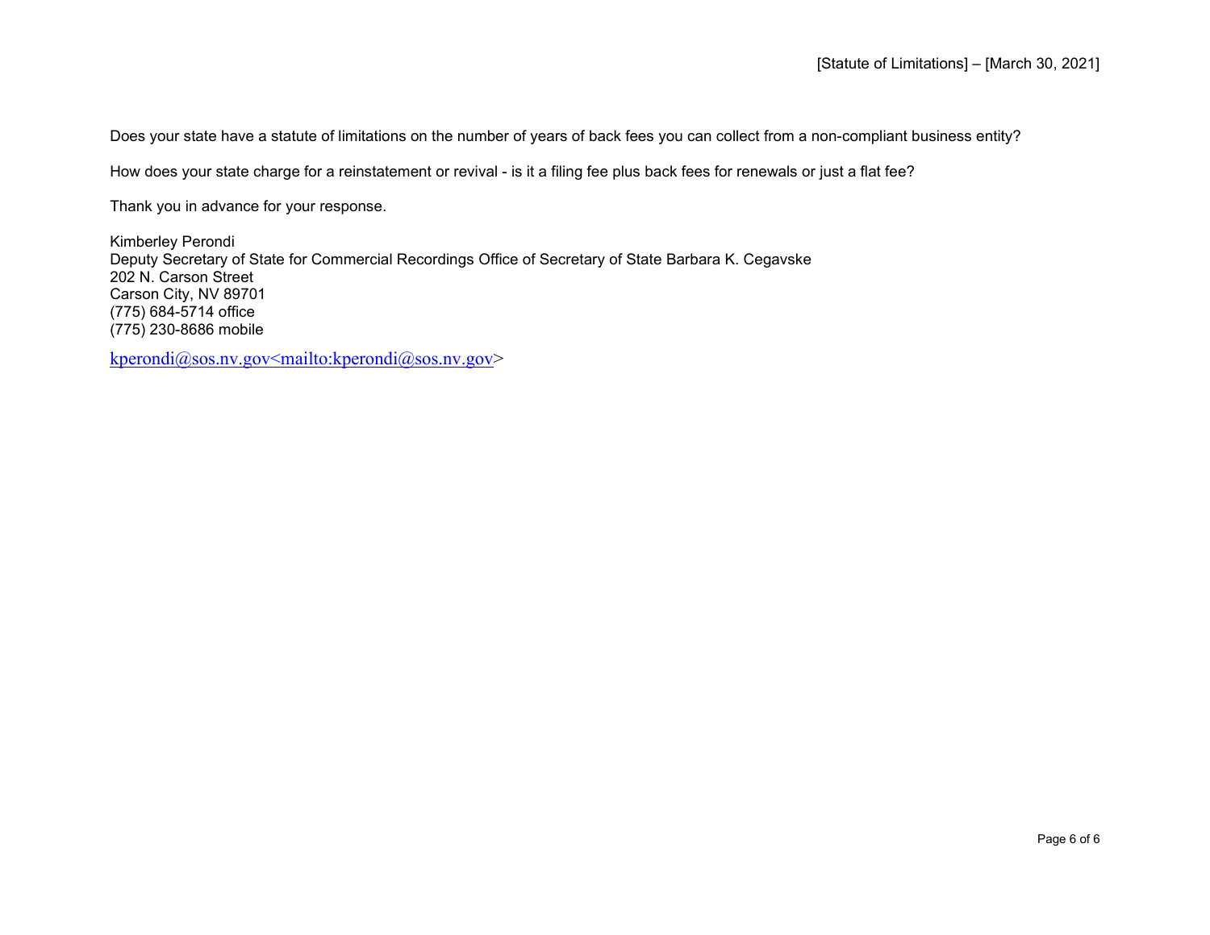Does your state have a statute of limitations on the number of years of back fees you can collect from a non-compliant business entity?

How does your state charge for a reinstatement or revival - is it a filing fee plus back fees for renewals or just a flat fee?

Thank you in advance for your response.

Kimberley Perondi
Deputy Secretary of State for Commercial Recordings Office of Secretary of State Barbara K. Cegavske
202 N. Carson Street
Carson City, NV 89701
(775) 684-5714 office
(775) 230-8686 mobile

kperondi@sos.nv.gov<mailto:kperondi@sos.nv.gov>